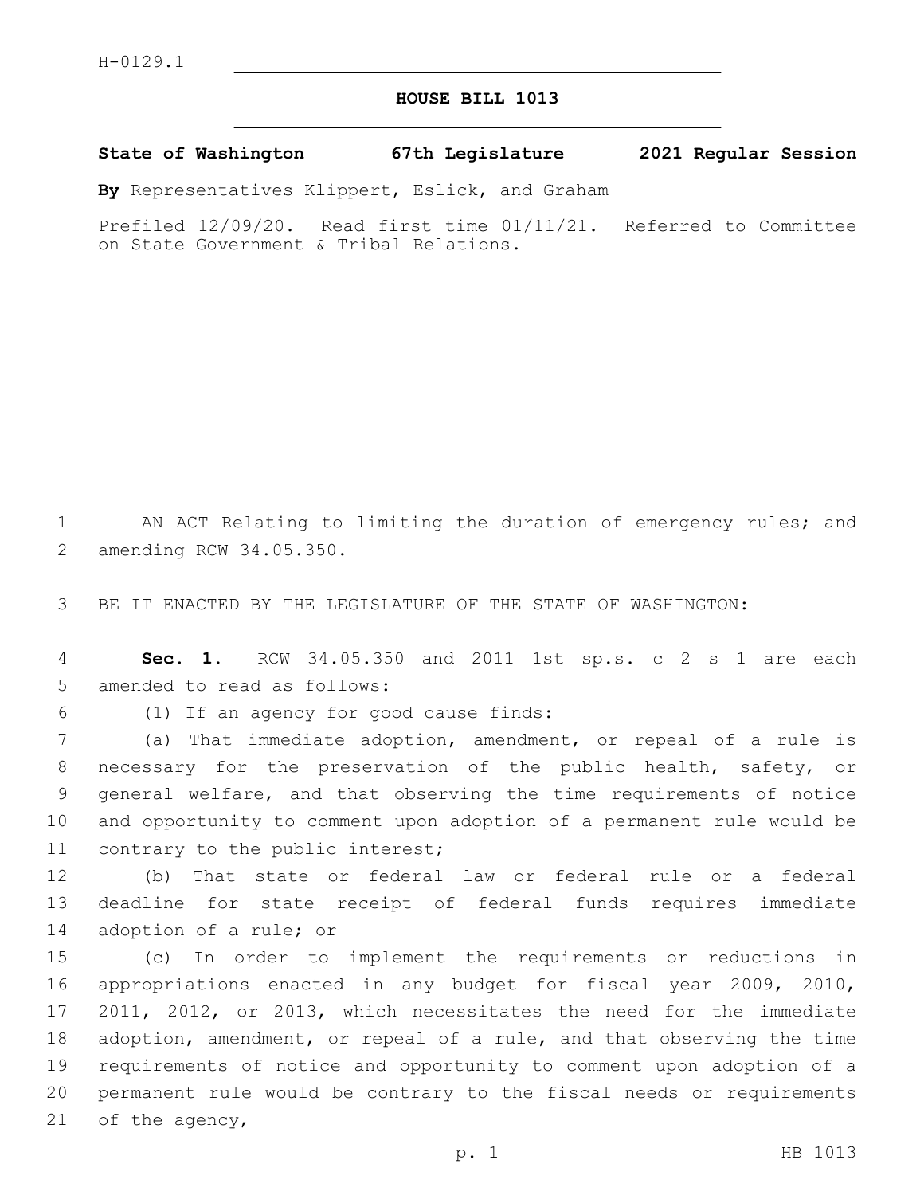H-0129.1

# HOUSE BILL 1013

**State of Washington 67th Legislature 2021 Regular Session**

**By** Representatives Klippert, Eslick, and Graham

Prefiled 12/09/20. Read first time 01/11/21. Referred to Committee on State Government & Tribal Relations.

AN ACT Relating to limiting the duration of emergency rules; and amending RCW 34.05.350.

BE IT ENACTED BY THE LEGISLATURE OF THE STATE OF WASHINGTON:

**Sec. 1.** RCW 34.05.350 and 2011 1st sp.s. c 2 s 1 are each amended to read as follows:

(1) If an agency for good cause finds:

(a) That immediate adoption, amendment, or repeal of a rule is necessary for the preservation of the public health, safety, or general welfare, and that observing the time requirements of notice and opportunity to comment upon adoption of a permanent rule would be contrary to the public interest;

(b) That state or federal law or federal rule or a federal deadline for state receipt of federal funds requires immediate adoption of a rule; or

(c) In order to implement the requirements or reductions in appropriations enacted in any budget for fiscal year 2009, 2010, 2011, 2012, or 2013, which necessitates the need for the immediate adoption, amendment, or repeal of a rule, and that observing the time requirements of notice and opportunity to comment upon adoption of a permanent rule would be contrary to the fiscal needs or requirements of the agency,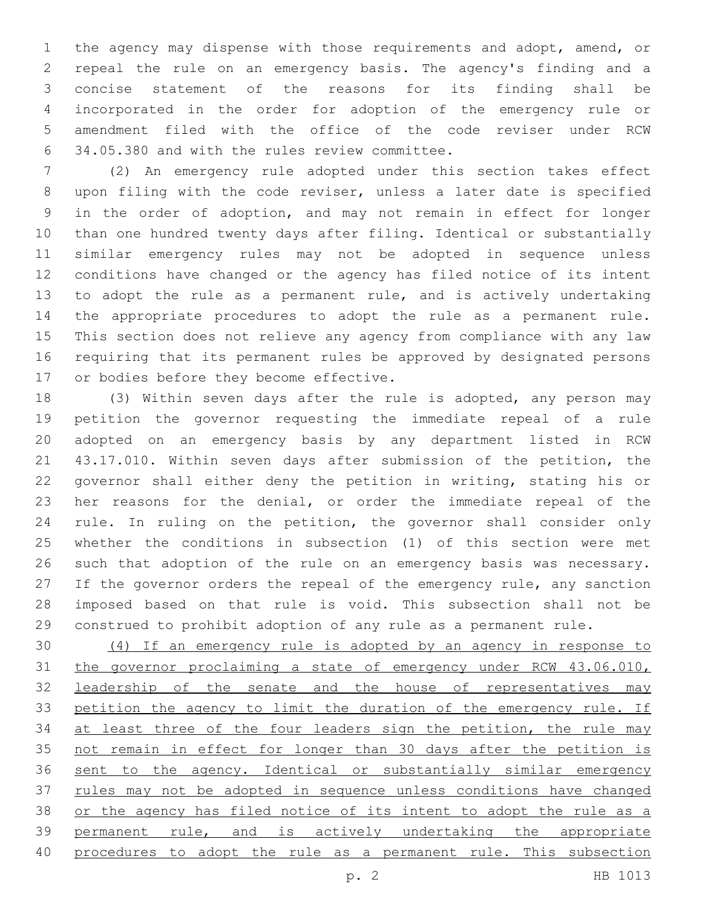the agency may dispense with those requirements and adopt, amend, or repeal the rule on an emergency basis. The agency's finding and a concise statement of the reasons for its finding shall be incorporated in the order for adoption of the emergency rule or amendment filed with the office of the code reviser under RCW 34.05.380 and with the rules review committee.

(2) An emergency rule adopted under this section takes effect upon filing with the code reviser, unless a later date is specified in the order of adoption, and may not remain in effect for longer than one hundred twenty days after filing. Identical or substantially similar emergency rules may not be adopted in sequence unless conditions have changed or the agency has filed notice of its intent to adopt the rule as a permanent rule, and is actively undertaking the appropriate procedures to adopt the rule as a permanent rule. This section does not relieve any agency from compliance with any law requiring that its permanent rules be approved by designated persons or bodies before they become effective.

(3) Within seven days after the rule is adopted, any person may petition the governor requesting the immediate repeal of a rule adopted on an emergency basis by any department listed in RCW 43.17.010. Within seven days after submission of the petition, the governor shall either deny the petition in writing, stating his or her reasons for the denial, or order the immediate repeal of the rule. In ruling on the petition, the governor shall consider only whether the conditions in subsection (1) of this section were met such that adoption of the rule on an emergency basis was necessary. If the governor orders the repeal of the emergency rule, any sanction imposed based on that rule is void. This subsection shall not be construed to prohibit adoption of any rule as a permanent rule.

<u>(4) If an emergency rule is adopted by an agency in response to the governor proclaiming a state of emergency under RCW 43.06.010, leadership of the senate and the house of representatives may petition the agency to limit the duration of the emergency rule. If at least three of the four leaders sign the petition, the rule may not remain in effect for longer than 30 days after the petition is sent to the agency. Identical or substantially similar emergency rules may not be adopted in sequence unless conditions have changed or the agency has filed notice of its intent to adopt the rule as a permanent rule, and is actively undertaking the appropriate procedures to adopt the rule as a permanent rule. This subsection</u>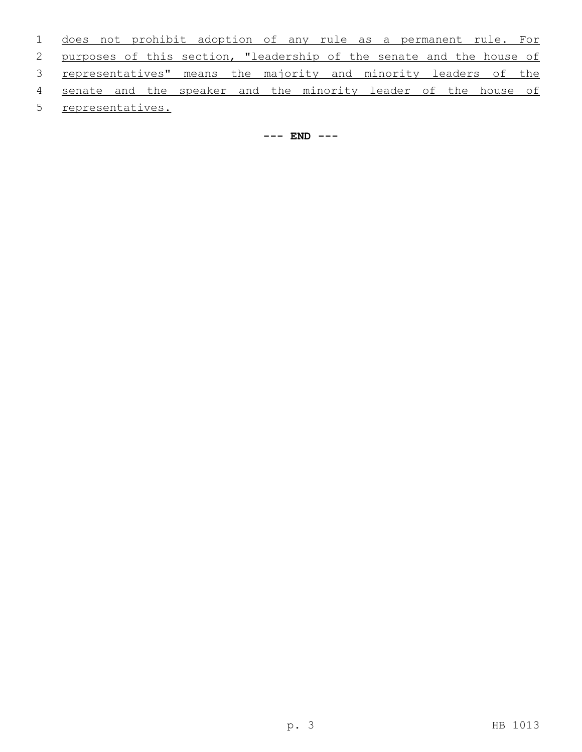does not prohibit adoption of any rule as a permanent rule. For purposes of this section, "leadership of the senate and the house of representatives" means the majority and minority leaders of the senate and the speaker and the minority leader of the house of representatives.

**--- END ---**